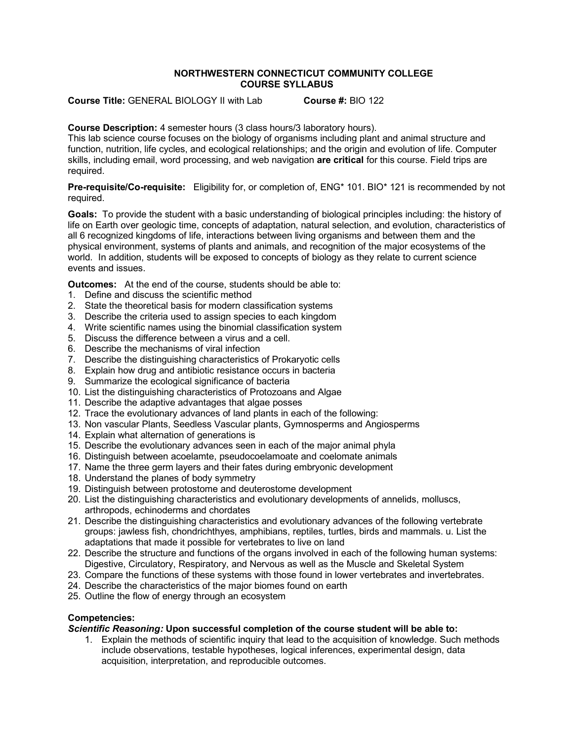# NORTHWESTERN CONNECTICUT COMMUNITY COLLEGE
## COURSE SYLLABUS

**Course Title:** GENERAL BIOLOGY II with Lab **Course #:** BIO 122

**Course Description:** 4 semester hours (3 class hours/3 laboratory hours).
This lab science course focuses on the biology of organisms including plant and animal structure and function, nutrition, life cycles, and ecological relationships; and the origin and evolution of life. Computer skills, including email, word processing, and web navigation **are critical** for this course. Field trips are required.

**Pre-requisite/Co-requisite:** Eligibility for, or completion of, ENG* 101. BIO* 121 is recommended by not required.

**Goals:** To provide the student with a basic understanding of biological principles including: the history of life on Earth over geologic time, concepts of adaptation, natural selection, and evolution, characteristics of all 6 recognized kingdoms of life, interactions between living organisms and between them and the physical environment, systems of plants and animals, and recognition of the major ecosystems of the world. In addition, students will be exposed to concepts of biology as they relate to current science events and issues.

**Outcomes:** At the end of the course, students should be able to:

1. Define and discuss the scientific method
2. State the theoretical basis for modern classification systems
3. Describe the criteria used to assign species to each kingdom
4. Write scientific names using the binomial classification system
5. Discuss the difference between a virus and a cell.
6. Describe the mechanisms of viral infection
7. Describe the distinguishing characteristics of Prokaryotic cells
8. Explain how drug and antibiotic resistance occurs in bacteria
9. Summarize the ecological significance of bacteria
10. List the distinguishing characteristics of Protozoans and Algae
11. Describe the adaptive advantages that algae posses
12. Trace the evolutionary advances of land plants in each of the following:
13. Non vascular Plants, Seedless Vascular plants, Gymnosperms and Angiosperms
14. Explain what alternation of generations is
15. Describe the evolutionary advances seen in each of the major animal phyla
16. Distinguish between acoelamte, pseudocoelamoate and coelomate animals
17. Name the three germ layers and their fates during embryonic development
18. Understand the planes of body symmetry
19. Distinguish between protostome and deuterostome development
20. List the distinguishing characteristics and evolutionary developments of annelids, molluscs, arthropods, echinoderms and chordates
21. Describe the distinguishing characteristics and evolutionary advances of the following vertebrate groups: jawless fish, chondrichthyes, amphibians, reptiles, turtles, birds and mammals. u. List the adaptations that made it possible for vertebrates to live on land
22. Describe the structure and functions of the organs involved in each of the following human systems: Digestive, Circulatory, Respiratory, and Nervous as well as the Muscle and Skeletal System
23. Compare the functions of these systems with those found in lower vertebrates and invertebrates.
24. Describe the characteristics of the major biomes found on earth
25. Outline the flow of energy through an ecosystem

**Competencies:**

***Scientific Reasoning:* Upon successful completion of the course student will be able to:**

1. Explain the methods of scientific inquiry that lead to the acquisition of knowledge. Such methods include observations, testable hypotheses, logical inferences, experimental design, data acquisition, interpretation, and reproducible outcomes.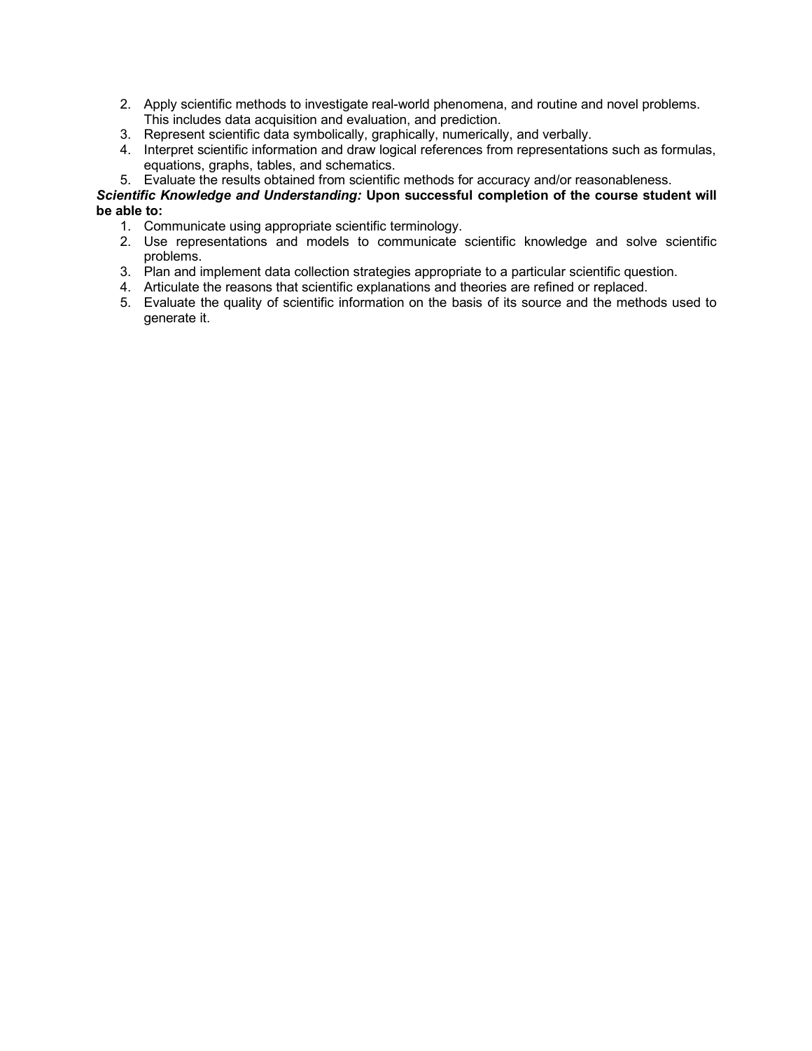2. Apply scientific methods to investigate real-world phenomena, and routine and novel problems. This includes data acquisition and evaluation, and prediction.
3. Represent scientific data symbolically, graphically, numerically, and verbally.
4. Interpret scientific information and draw logical references from representations such as formulas, equations, graphs, tables, and schematics.
5. Evaluate the results obtained from scientific methods for accuracy and/or reasonableness.

***Scientific Knowledge and Understanding:*** **Upon successful completion of the course student will be able to:**

1. Communicate using appropriate scientific terminology.
2. Use representations and models to communicate scientific knowledge and solve scientific problems.
3. Plan and implement data collection strategies appropriate to a particular scientific question.
4. Articulate the reasons that scientific explanations and theories are refined or replaced.
5. Evaluate the quality of scientific information on the basis of its source and the methods used to generate it.